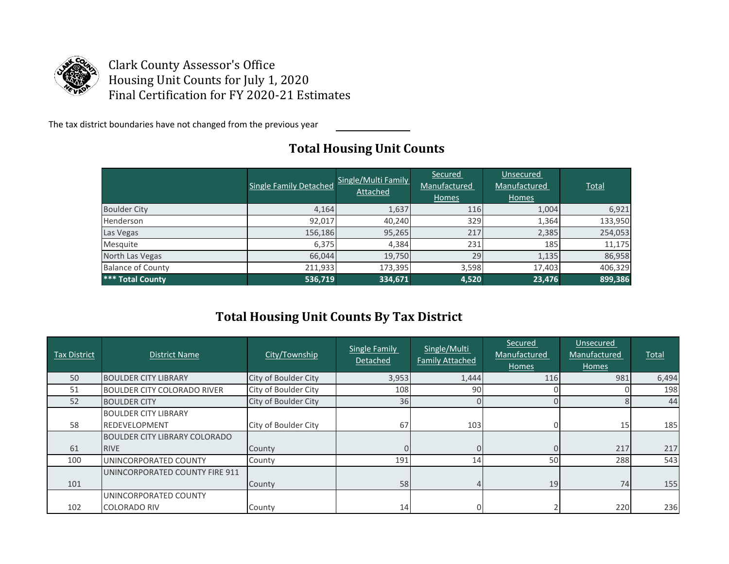Clark County Assessor's Office
Housing Unit Counts for July 1, 2020
Final Certification for FY 2020-21 Estimates

The tax district boundaries have not changed from the previous year ____________

## Total Housing Unit Counts

| | Single Family Detached | Single/Multi Family Attached | Secured Manufactured Homes | Unsecured Manufactured Homes | Total |
|---|---|---|---|---|---|
| Boulder City | 4,164 | 1,637 | 116 | 1,004 | 6,921 |
| Henderson | 92,017 | 40,240 | 329 | 1,364 | 133,950 |
| Las Vegas | 156,186 | 95,265 | 217 | 2,385 | 254,053 |
| Mesquite | 6,375 | 4,384 | 231 | 185 | 11,175 |
| North Las Vegas | 66,044 | 19,750 | 29 | 1,135 | 86,958 |
| Balance of County | 211,933 | 173,395 | 3,598 | 17,403 | 406,329 |
| **\*\*\* Total County** | **536,719** | **334,671** | **4,520** | **23,476** | **899,386** |

## Total Housing Unit Counts By Tax District

| Tax District | District Name | City/Township | Single Family Detached | Single/Multi Family Attached | Secured Manufactured Homes | Unsecured Manufactured Homes | Total |
|---|---|---|---|---|---|---|---|
| 50 | BOULDER CITY LIBRARY | City of Boulder City | 3,953 | 1,444 | 116 | 981 | 6,494 |
| 51 | BOULDER CITY COLORADO RIVER | City of Boulder City | 108 | 90 | 0 | 0 | 198 |
| 52 | BOULDER CITY | City of Boulder City | 36 | 0 | 0 | 8 | 44 |
| 58 | BOULDER CITY LIBRARY REDEVELOPMENT | City of Boulder City | 67 | 103 | 0 | 15 | 185 |
| 61 | BOULDER CITY LIBRARY COLORADO RIVE | County | 0 | 0 | 0 | 217 | 217 |
| 100 | UNINCORPORATED COUNTY | County | 191 | 14 | 50 | 288 | 543 |
| 101 | UNINCORPORATED COUNTY FIRE 911 | County | 58 | 4 | 19 | 74 | 155 |
| 102 | UNINCORPORATED COUNTY COLORADO RIV | County | 14 | 0 | 2 | 220 | 236 |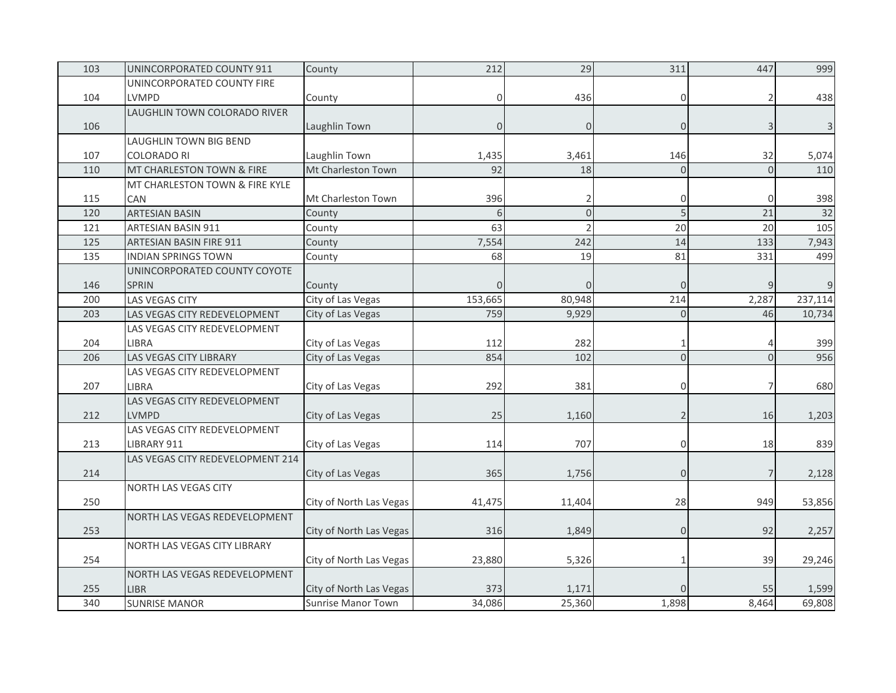| | | | | | | | |
|---|---|---|---|---|---|---|---|
| 103 | UNINCORPORATED COUNTY 911 | County | 212 | 29 | 311 | 447 | 999 |
| 104 | UNINCORPORATED COUNTY FIRE LVMPD | County | 0 | 436 | 0 | 2 | 438 |
| 106 | LAUGHLIN TOWN COLORADO RIVER | Laughlin Town | 0 | 0 | 0 | 3 | 3 |
| 107 | LAUGHLIN TOWN BIG BEND COLORADO RI | Laughlin Town | 1,435 | 3,461 | 146 | 32 | 5,074 |
| 110 | MT CHARLESTON TOWN & FIRE | Mt Charleston Town | 92 | 18 | 0 | 0 | 110 |
| 115 | MT CHARLESTON TOWN & FIRE KYLE CAN | Mt Charleston Town | 396 | 2 | 0 | 0 | 398 |
| 120 | ARTESIAN BASIN | County | 6 | 0 | 5 | 21 | 32 |
| 121 | ARTESIAN BASIN 911 | County | 63 | 2 | 20 | 20 | 105 |
| 125 | ARTESIAN BASIN FIRE 911 | County | 7,554 | 242 | 14 | 133 | 7,943 |
| 135 | INDIAN SPRINGS TOWN | County | 68 | 19 | 81 | 331 | 499 |
| 146 | UNINCORPORATED COUNTY COYOTE SPRIN | County | 0 | 0 | 0 | 9 | 9 |
| 200 | LAS VEGAS CITY | City of Las Vegas | 153,665 | 80,948 | 214 | 2,287 | 237,114 |
| 203 | LAS VEGAS CITY REDEVELOPMENT | City of Las Vegas | 759 | 9,929 | 0 | 46 | 10,734 |
| 204 | LAS VEGAS CITY REDEVELOPMENT LIBRA | City of Las Vegas | 112 | 282 | 1 | 4 | 399 |
| 206 | LAS VEGAS CITY LIBRARY | City of Las Vegas | 854 | 102 | 0 | 0 | 956 |
| 207 | LAS VEGAS CITY REDEVELOPMENT LIBRA | City of Las Vegas | 292 | 381 | 0 | 7 | 680 |
| 212 | LAS VEGAS CITY REDEVELOPMENT LVMPD | City of Las Vegas | 25 | 1,160 | 2 | 16 | 1,203 |
| 213 | LAS VEGAS CITY REDEVELOPMENT LIBRARY 911 | City of Las Vegas | 114 | 707 | 0 | 18 | 839 |
| 214 | LAS VEGAS CITY REDEVELOPMENT 214 | City of Las Vegas | 365 | 1,756 | 0 | 7 | 2,128 |
| 250 | NORTH LAS VEGAS CITY | City of North Las Vegas | 41,475 | 11,404 | 28 | 949 | 53,856 |
| 253 | NORTH LAS VEGAS REDEVELOPMENT | City of North Las Vegas | 316 | 1,849 | 0 | 92 | 2,257 |
| 254 | NORTH LAS VEGAS CITY LIBRARY | City of North Las Vegas | 23,880 | 5,326 | 1 | 39 | 29,246 |
| 255 | NORTH LAS VEGAS REDEVELOPMENT LIBR | City of North Las Vegas | 373 | 1,171 | 0 | 55 | 1,599 |
| 340 | SUNRISE MANOR | Sunrise Manor Town | 34,086 | 25,360 | 1,898 | 8,464 | 69,808 |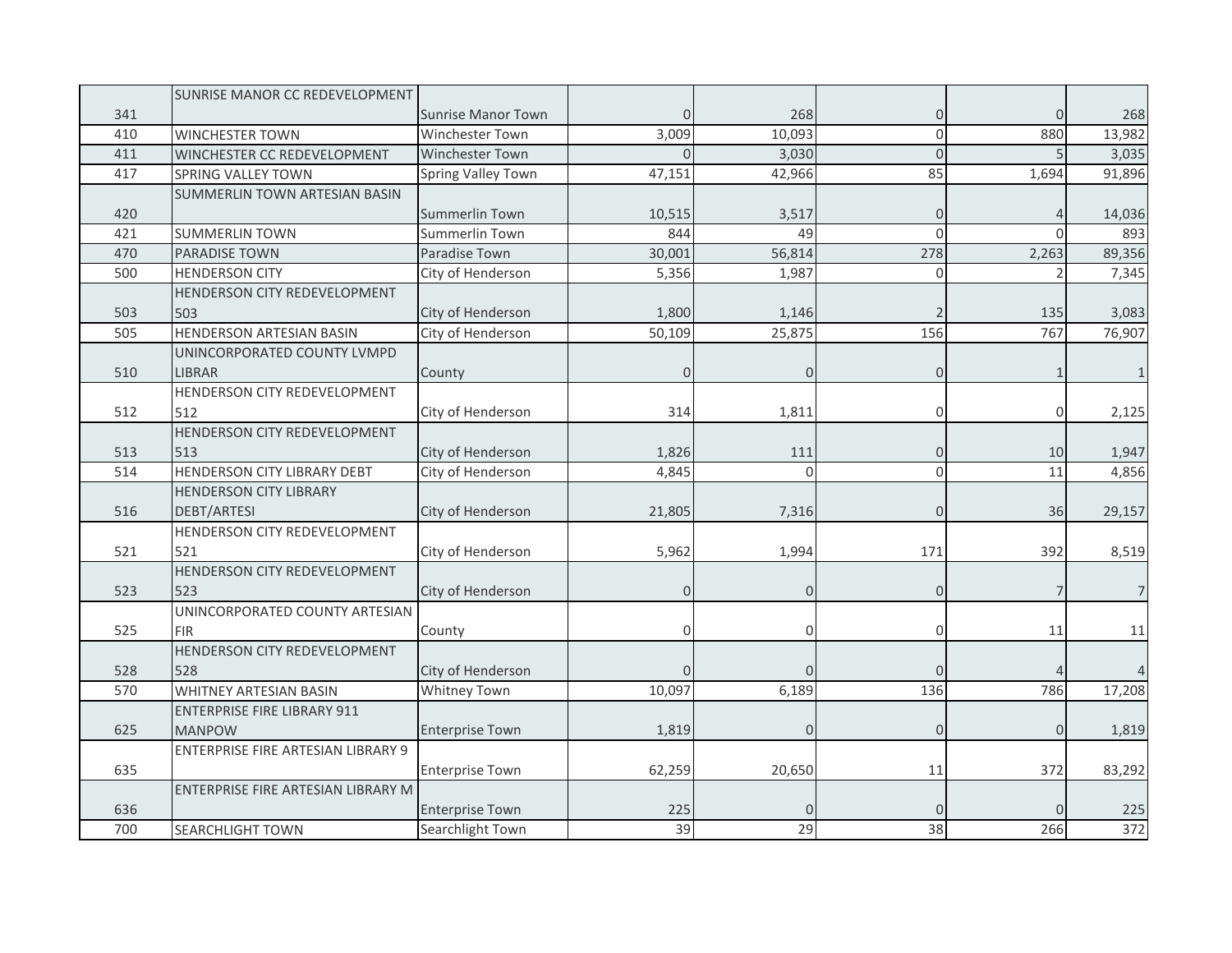| | | | | | | | |
|---|---|---|---|---|---|---|---|
| 341 | SUNRISE MANOR CC REDEVELOPMENT | Sunrise Manor Town | 0 | 268 | 0 | 0 | 268 |
| 410 | WINCHESTER TOWN | Winchester Town | 3,009 | 10,093 | 0 | 880 | 13,982 |
| 411 | WINCHESTER CC REDEVELOPMENT | Winchester Town | 0 | 3,030 | 0 | 5 | 3,035 |
| 417 | SPRING VALLEY TOWN | Spring Valley Town | 47,151 | 42,966 | 85 | 1,694 | 91,896 |
| 420 | SUMMERLIN TOWN ARTESIAN BASIN | Summerlin Town | 10,515 | 3,517 | 0 | 4 | 14,036 |
| 421 | SUMMERLIN TOWN | Summerlin Town | 844 | 49 | 0 | 0 | 893 |
| 470 | PARADISE TOWN | Paradise Town | 30,001 | 56,814 | 278 | 2,263 | 89,356 |
| 500 | HENDERSON CITY | City of Henderson | 5,356 | 1,987 | 0 | 2 | 7,345 |
| 503 | HENDERSON CITY REDEVELOPMENT 503 | City of Henderson | 1,800 | 1,146 | 2 | 135 | 3,083 |
| 505 | HENDERSON ARTESIAN BASIN | City of Henderson | 50,109 | 25,875 | 156 | 767 | 76,907 |
| 510 | UNINCORPORATED COUNTY LVMPD LIBRAR | County | 0 | 0 | 0 | 1 | 1 |
| 512 | HENDERSON CITY REDEVELOPMENT 512 | City of Henderson | 314 | 1,811 | 0 | 0 | 2,125 |
| 513 | HENDERSON CITY REDEVELOPMENT 513 | City of Henderson | 1,826 | 111 | 0 | 10 | 1,947 |
| 514 | HENDERSON CITY LIBRARY DEBT | City of Henderson | 4,845 | 0 | 0 | 11 | 4,856 |
| 516 | HENDERSON CITY LIBRARY DEBT/ARTESI | City of Henderson | 21,805 | 7,316 | 0 | 36 | 29,157 |
| 521 | HENDERSON CITY REDEVELOPMENT 521 | City of Henderson | 5,962 | 1,994 | 171 | 392 | 8,519 |
| 523 | HENDERSON CITY REDEVELOPMENT 523 | City of Henderson | 0 | 0 | 0 | 7 | 7 |
| 525 | UNINCORPORATED COUNTY ARTESIAN FIR | County | 0 | 0 | 0 | 11 | 11 |
| 528 | HENDERSON CITY REDEVELOPMENT 528 | City of Henderson | 0 | 0 | 0 | 4 | 4 |
| 570 | WHITNEY ARTESIAN BASIN | Whitney Town | 10,097 | 6,189 | 136 | 786 | 17,208 |
| 625 | ENTERPRISE FIRE LIBRARY 911 MANPOW | Enterprise Town | 1,819 | 0 | 0 | 0 | 1,819 |
| 635 | ENTERPRISE FIRE ARTESIAN LIBRARY 9 | Enterprise Town | 62,259 | 20,650 | 11 | 372 | 83,292 |
| 636 | ENTERPRISE FIRE ARTESIAN LIBRARY M | Enterprise Town | 225 | 0 | 0 | 0 | 225 |
| 700 | SEARCHLIGHT TOWN | Searchlight Town | 39 | 29 | 38 | 266 | 372 |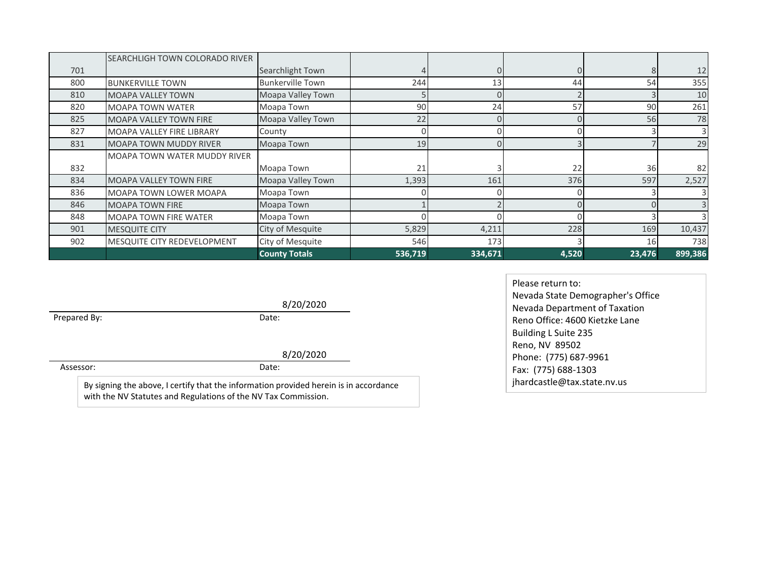| | | | | | | | |
|---|---|---|---|---|---|---|---|
| 701 | SEARCHLIGH TOWN COLORADO RIVER | Searchlight Town | 4 | 0 | 0 | 8 | 12 |
| 800 | BUNKERVILLE TOWN | Bunkerville Town | 244 | 13 | 44 | 54 | 355 |
| 810 | MOAPA VALLEY TOWN | Moapa Valley Town | 5 | 0 | 2 | 3 | 10 |
| 820 | MOAPA TOWN WATER | Moapa Town | 90 | 24 | 57 | 90 | 261 |
| 825 | MOAPA VALLEY TOWN FIRE | Moapa Valley Town | 22 | 0 | 0 | 56 | 78 |
| 827 | MOAPA VALLEY FIRE LIBRARY | County | 0 | 0 | 0 | 3 | 3 |
| 831 | MOAPA TOWN MUDDY RIVER | Moapa Town | 19 | 0 | 3 | 7 | 29 |
| 832 | MOAPA TOWN WATER MUDDY RIVER | Moapa Town | 21 | 3 | 22 | 36 | 82 |
| 834 | MOAPA VALLEY TOWN FIRE | Moapa Valley Town | 1,393 | 161 | 376 | 597 | 2,527 |
| 836 | MOAPA TOWN LOWER MOAPA | Moapa Town | 0 | 0 | 0 | 3 | 3 |
| 846 | MOAPA TOWN FIRE | Moapa Town | 1 | 2 | 0 | 0 | 3 |
| 848 | MOAPA TOWN FIRE WATER | Moapa Town | 0 | 0 | 0 | 3 | 3 |
| 901 | MESQUITE CITY | City of Mesquite | 5,829 | 4,211 | 228 | 169 | 10,437 |
| 902 | MESQUITE CITY REDEVELOPMENT | City of Mesquite | 546 | 173 | 3 | 16 | 738 |
| | | **County Totals** | **536,719** | **334,671** | **4,520** | **23,476** | **899,386** |

Prepared By: Date: 8/20/2020

Assessor: Date: 8/20/2020

By signing the above, I certify that the information provided herein is in accordance with the NV Statutes and Regulations of the NV Tax Commission.

Please return to:
Nevada State Demographer's Office
Nevada Department of Taxation
Reno Office: 4600 Kietzke Lane
Building L Suite 235
Reno, NV 89502
Phone: (775) 687-9961
Fax: (775) 688-1303
jhardcastle@tax.state.nv.us